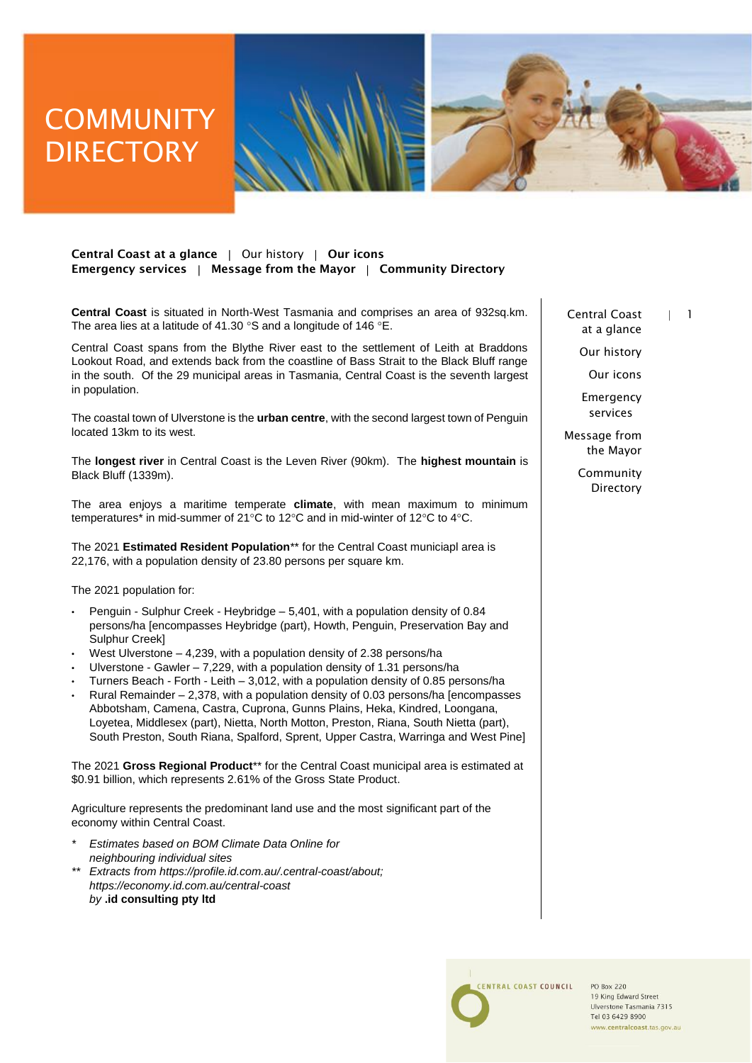# COMMUNITY DIRECTORY

**Central Coast at a glance** | Our history | **Our icons**
**Emergency services** | **Message from the Mayor** | **Community Directory**

**Central Coast** is situated in North-West Tasmania and comprises an area of 932sq.km. The area lies at a latitude of 41.30 °S and a longitude of 146 °E.

Central Coast spans from the Blythe River east to the settlement of Leith at Braddons Lookout Road, and extends back from the coastline of Bass Strait to the Black Bluff range in the south. Of the 29 municipal areas in Tasmania, Central Coast is the seventh largest in population.

The coastal town of Ulverstone is the **urban centre**, with the second largest town of Penguin located 13km to its west.

The **longest river** in Central Coast is the Leven River (90km). The **highest mountain** is Black Bluff (1339m).

The area enjoys a maritime temperate **climate**, with mean maximum to minimum temperatures* in mid-summer of 21°C to 12°C and in mid-winter of 12°C to 4°C.

The 2021 **Estimated Resident Population**** for the Central Coast municiapl area is 22,176, with a population density of 23.80 persons per square km.

The 2021 population for:

- Penguin - Sulphur Creek - Heybridge – 5,401, with a population density of 0.84 persons/ha [encompasses Heybridge (part), Howth, Penguin, Preservation Bay and Sulphur Creek]
- West Ulverstone – 4,239, with a population density of 2.38 persons/ha
- Ulverstone - Gawler – 7,229, with a population density of 1.31 persons/ha
- Turners Beach - Forth - Leith – 3,012, with a population density of 0.85 persons/ha
- Rural Remainder – 2,378, with a population density of 0.03 persons/ha [encompasses Abbotsham, Camena, Castra, Cuprona, Gunns Plains, Heka, Kindred, Loongana, Loyetea, Middlesex (part), Nietta, North Motton, Preston, Riana, South Nietta (part), South Preston, South Riana, Spalford, Sprent, Upper Castra, Warringa and West Pine]

The 2021 **Gross Regional Product**** for the Central Coast municipal area is estimated at $0.91 billion, which represents 2.61% of the Gross State Product.

Agriculture represents the predominant land use and the most significant part of the economy within Central Coast.

\* *Estimates based on BOM Climate Data Online for neighbouring individual sites*

\** *Extracts from https://profile.id.com.au/.central-coast/about; https://economy.id.com.au/central-coast by* **.id consulting pty ltd**

Central Coast at a glance | 1
Our history
Our icons
Emergency services
Message from the Mayor
Community Directory

CENTRAL COAST COUNCIL
PO Box 220
19 King Edward Street
Ulverstone Tasmania 7315
Tel 03 6429 8900
www.centralcoast.tas.gov.au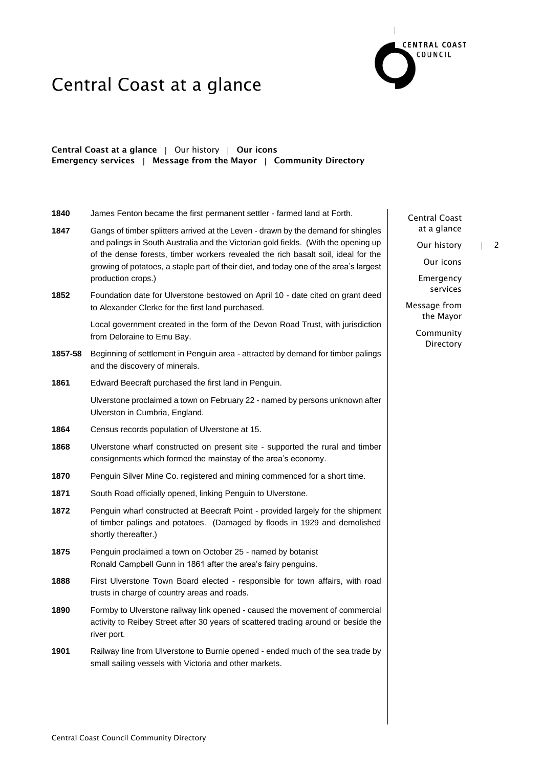# Central Coast at a glance

**Central Coast at a glance** | Our history | **Our icons**
**Emergency services** | **Message from the Mayor** | **Community Directory**

| | |
|---|---|
| **1840** | James Fenton became the first permanent settler - farmed land at Forth. |
| **1847** | Gangs of timber splitters arrived at the Leven - drawn by the demand for shingles and palings in South Australia and the Victorian gold fields. (With the opening up of the dense forests, timber workers revealed the rich basalt soil, ideal for the growing of potatoes, a staple part of their diet, and today one of the area's largest production crops.) |
| **1852** | Foundation date for Ulverstone bestowed on April 10 - date cited on grant deed to Alexander Clerke for the first land purchased. |
| | Local government created in the form of the Devon Road Trust, with jurisdiction from Deloraine to Emu Bay. |
| **1857-58** | Beginning of settlement in Penguin area - attracted by demand for timber palings and the discovery of minerals. |
| **1861** | Edward Beecraft purchased the first land in Penguin. |
| | Ulverstone proclaimed a town on February 22 - named by persons unknown after Ulverston in Cumbria, England. |
| **1864** | Census records population of Ulverstone at 15. |
| **1868** | Ulverstone wharf constructed on present site - supported the rural and timber consignments which formed the mainstay of the area's economy. |
| **1870** | Penguin Silver Mine Co. registered and mining commenced for a short time. |
| **1871** | South Road officially opened, linking Penguin to Ulverstone. |
| **1872** | Penguin wharf constructed at Beecraft Point - provided largely for the shipment of timber palings and potatoes. (Damaged by floods in 1929 and demolished shortly thereafter.) |
| **1875** | Penguin proclaimed a town on October 25 - named by botanist Ronald Campbell Gunn in 1861 after the area's fairy penguins. |
| **1888** | First Ulverstone Town Board elected - responsible for town affairs, with road trusts in charge of country areas and roads. |
| **1890** | Formby to Ulverstone railway link opened - caused the movement of commercial activity to Reibey Street after 30 years of scattered trading around or beside the river port. |
| **1901** | Railway line from Ulverstone to Burnie opened - ended much of the sea trade by small sailing vessels with Victoria and other markets. |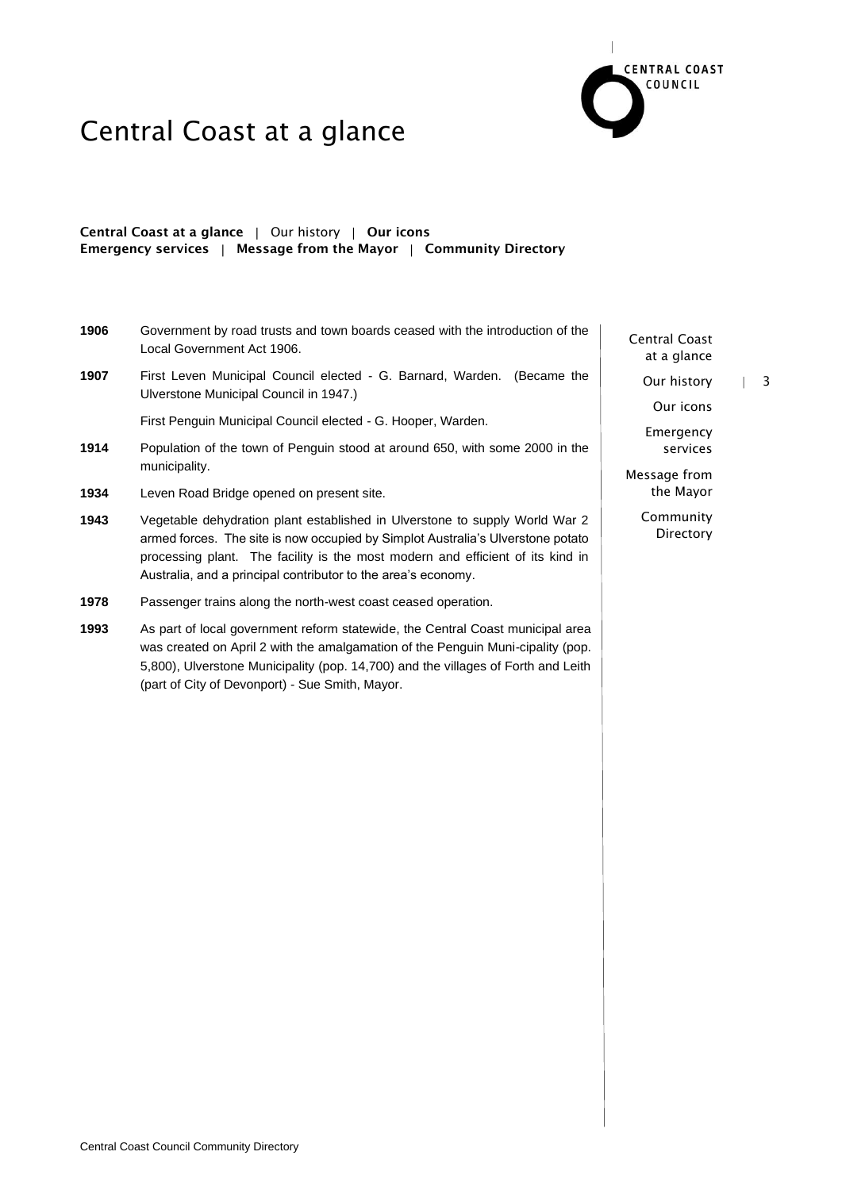# Central Coast at a glance

**Central Coast at a glance** | Our history | **Our icons**
**Emergency services** | **Message from the Mayor** | **Community Directory**

| | |
|---|---|
| **1906** | Government by road trusts and town boards ceased with the introduction of the Local Government Act 1906. |
| **1907** | First Leven Municipal Council elected - G. Barnard, Warden. (Became the Ulverstone Municipal Council in 1947.) |
| | First Penguin Municipal Council elected - G. Hooper, Warden. |
| **1914** | Population of the town of Penguin stood at around 650, with some 2000 in the municipality. |
| **1934** | Leven Road Bridge opened on present site. |
| **1943** | Vegetable dehydration plant established in Ulverstone to supply World War 2 armed forces. The site is now occupied by Simplot Australia's Ulverstone potato processing plant. The facility is the most modern and efficient of its kind in Australia, and a principal contributor to the area's economy. |
| **1978** | Passenger trains along the north-west coast ceased operation. |
| **1993** | As part of local government reform statewide, the Central Coast municipal area was created on April 2 with the amalgamation of the Penguin Muni-cipality (pop. 5,800), Ulverstone Municipality (pop. 14,700) and the villages of Forth and Leith (part of City of Devonport) - Sue Smith, Mayor. |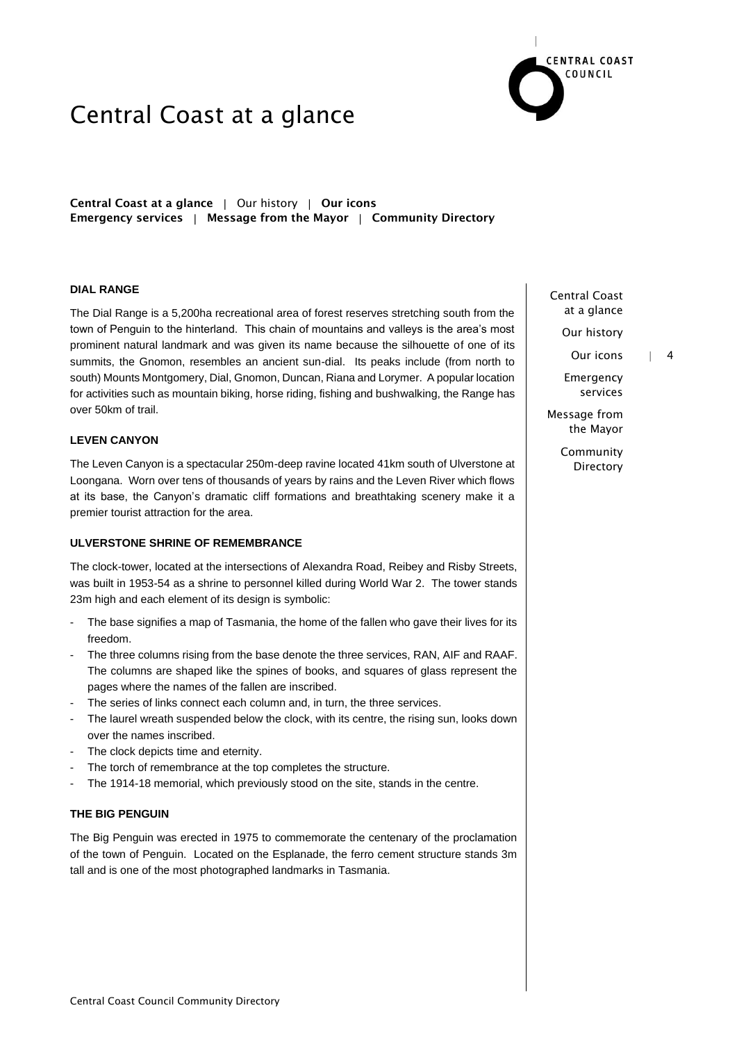# Central Coast at a glance

**Central Coast at a glance** | Our history | **Our icons**
**Emergency services** | **Message from the Mayor** | **Community Directory**

### DIAL RANGE

The Dial Range is a 5,200ha recreational area of forest reserves stretching south from the town of Penguin to the hinterland. This chain of mountains and valleys is the area's most prominent natural landmark and was given its name because the silhouette of one of its summits, the Gnomon, resembles an ancient sun-dial. Its peaks include (from north to south) Mounts Montgomery, Dial, Gnomon, Duncan, Riana and Lorymer. A popular location for activities such as mountain biking, horse riding, fishing and bushwalking, the Range has over 50km of trail.

### LEVEN CANYON

The Leven Canyon is a spectacular 250m-deep ravine located 41km south of Ulverstone at Loongana. Worn over tens of thousands of years by rains and the Leven River which flows at its base, the Canyon's dramatic cliff formations and breathtaking scenery make it a premier tourist attraction for the area.

### ULVERSTONE SHRINE OF REMEMBRANCE

The clock-tower, located at the intersections of Alexandra Road, Reibey and Risby Streets, was built in 1953-54 as a shrine to personnel killed during World War 2. The tower stands 23m high and each element of its design is symbolic:

- The base signifies a map of Tasmania, the home of the fallen who gave their lives for its freedom.
- The three columns rising from the base denote the three services, RAN, AIF and RAAF. The columns are shaped like the spines of books, and squares of glass represent the pages where the names of the fallen are inscribed.
- The series of links connect each column and, in turn, the three services.
- The laurel wreath suspended below the clock, with its centre, the rising sun, looks down over the names inscribed.
- The clock depicts time and eternity.
- The torch of remembrance at the top completes the structure.
- The 1914-18 memorial, which previously stood on the site, stands in the centre.

### THE BIG PENGUIN

The Big Penguin was erected in 1975 to commemorate the centenary of the proclamation of the town of Penguin. Located on the Esplanade, the ferro cement structure stands 3m tall and is one of the most photographed landmarks in Tasmania.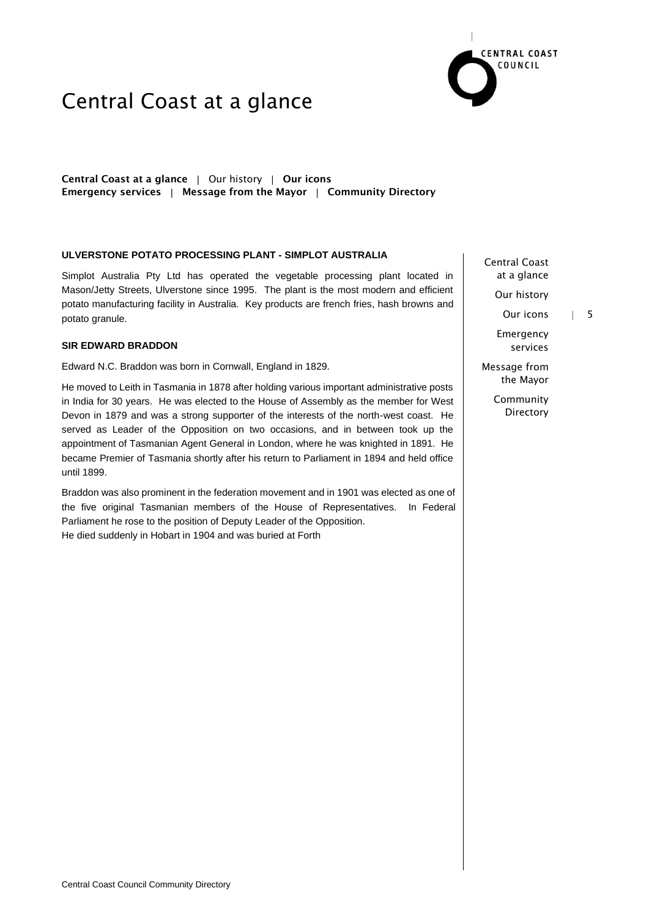# Central Coast at a glance

**Central Coast at a glance** | Our history | **Our icons**
**Emergency services** | **Message from the Mayor** | **Community Directory**

### ULVERSTONE POTATO PROCESSING PLANT - SIMPLOT AUSTRALIA

Simplot Australia Pty Ltd has operated the vegetable processing plant located in Mason/Jetty Streets, Ulverstone since 1995. The plant is the most modern and efficient potato manufacturing facility in Australia. Key products are french fries, hash browns and potato granule.

### SIR EDWARD BRADDON

Edward N.C. Braddon was born in Cornwall, England in 1829.

He moved to Leith in Tasmania in 1878 after holding various important administrative posts in India for 30 years. He was elected to the House of Assembly as the member for West Devon in 1879 and was a strong supporter of the interests of the north-west coast. He served as Leader of the Opposition on two occasions, and in between took up the appointment of Tasmanian Agent General in London, where he was knighted in 1891. He became Premier of Tasmania shortly after his return to Parliament in 1894 and held office until 1899.

Braddon was also prominent in the federation movement and in 1901 was elected as one of the five original Tasmanian members of the House of Representatives. In Federal Parliament he rose to the position of Deputy Leader of the Opposition.
He died suddenly in Hobart in 1904 and was buried at Forth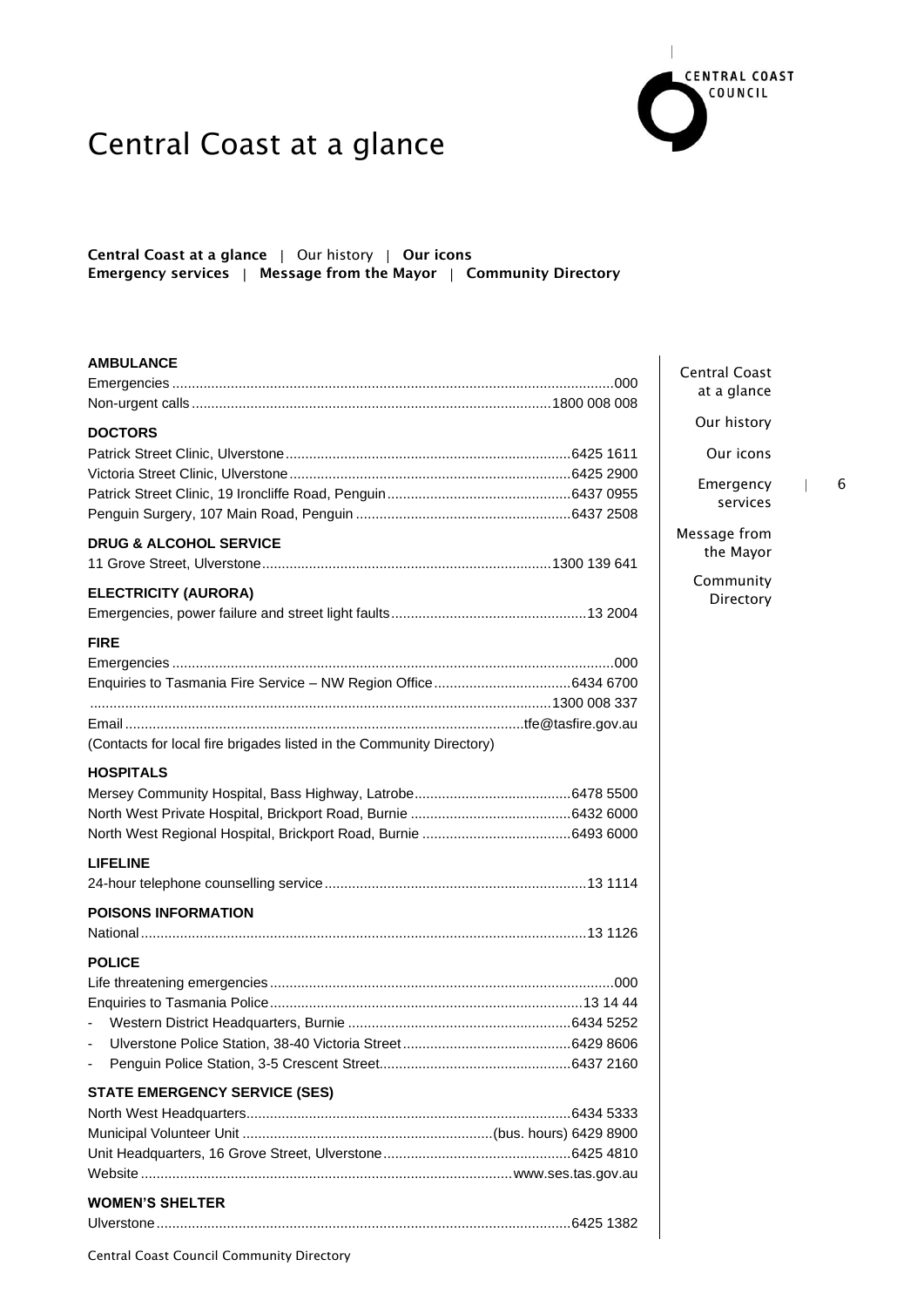# Central Coast at a glance

**Central Coast at a glance** | Our history | **Our icons**
**Emergency services** | **Message from the Mayor** | **Community Directory**

### AMBULANCE

Emergencies ....................................................................000
Non-urgent calls ....................................................................1800 008 008

### DOCTORS

Patrick Street Clinic, Ulverstone ....................................................................6425 1611
Victoria Street Clinic, Ulverstone ....................................................................6425 2900
Patrick Street Clinic, 19 Ironcliffe Road, Penguin ....................................................................6437 0955
Penguin Surgery, 107 Main Road, Penguin ....................................................................6437 2508

### DRUG & ALCOHOL SERVICE

11 Grove Street, Ulverstone ....................................................................1300 139 641

### ELECTRICITY (AURORA)

Emergencies, power failure and street light faults ....................................................................13 2004

### FIRE

Emergencies ....................................................................000
Enquiries to Tasmania Fire Service – NW Region Office ....................................................................6434 6700
....................................................................1300 008 337
Email ....................................................................tfe@tasfire.gov.au
(Contacts for local fire brigades listed in the Community Directory)

### HOSPITALS

Mersey Community Hospital, Bass Highway, Latrobe ....................................................................6478 5500
North West Private Hospital, Brickport Road, Burnie ....................................................................6432 6000
North West Regional Hospital, Brickport Road, Burnie ....................................................................6493 6000

### LIFELINE

24-hour telephone counselling service ....................................................................13 1114

### POISONS INFORMATION

National ....................................................................13 1126

### POLICE

Life threatening emergencies ....................................................................000
Enquiries to Tasmania Police ....................................................................13 14 44
- Western District Headquarters, Burnie ....................................................................6434 5252
- Ulverstone Police Station, 38-40 Victoria Street ....................................................................6429 8606
- Penguin Police Station, 3-5 Crescent Street ....................................................................6437 2160

### STATE EMERGENCY SERVICE (SES)

North West Headquarters ....................................................................6434 5333
Municipal Volunteer Unit ....................................................................(bus. hours) 6429 8900
Unit Headquarters, 16 Grove Street, Ulverstone ....................................................................6425 4810
Website ....................................................................www.ses.tas.gov.au

### WOMEN'S SHELTER

Ulverstone ....................................................................6425 1382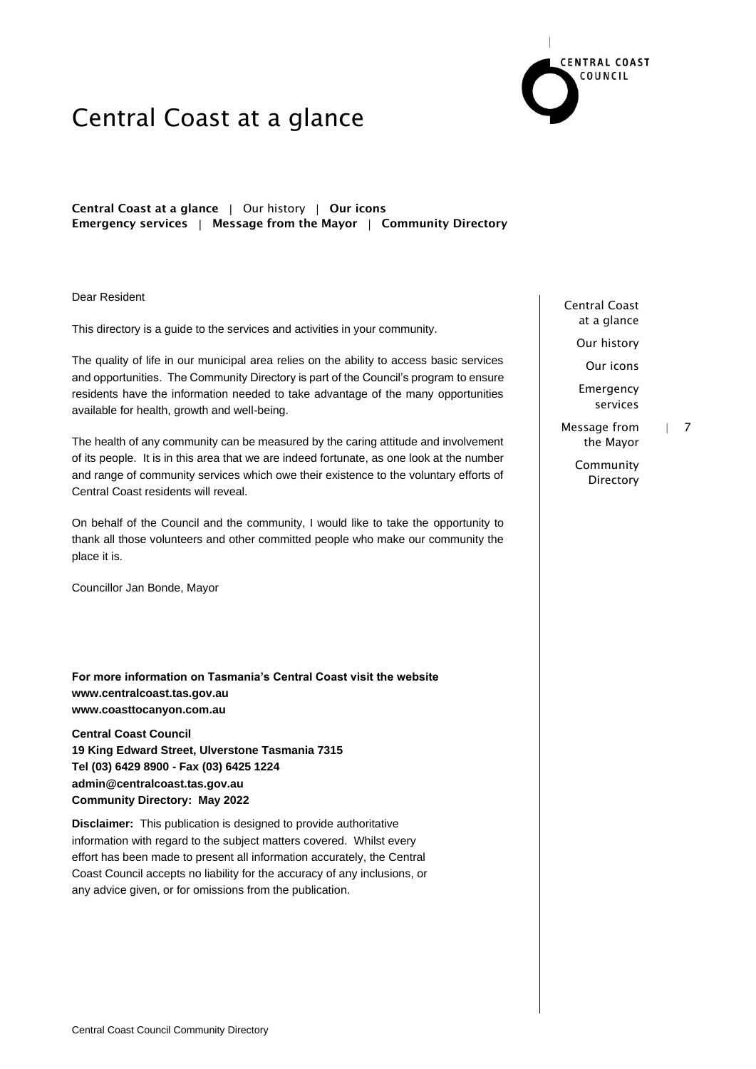# Central Coast at a glance

**Central Coast at a glance** | Our history | **Our icons**
**Emergency services** | **Message from the Mayor** | **Community Directory**

Dear Resident

This directory is a guide to the services and activities in your community.

The quality of life in our municipal area relies on the ability to access basic services and opportunities. The Community Directory is part of the Council's program to ensure residents have the information needed to take advantage of the many opportunities available for health, growth and well-being.

The health of any community can be measured by the caring attitude and involvement of its people. It is in this area that we are indeed fortunate, as one look at the number and range of community services which owe their existence to the voluntary efforts of Central Coast residents will reveal.

On behalf of the Council and the community, I would like to take the opportunity to thank all those volunteers and other committed people who make our community the place it is.

Councillor Jan Bonde, Mayor

**For more information on Tasmania's Central Coast visit the website**
**www.centralcoast.tas.gov.au**
**www.coasttocanyon.com.au**

**Central Coast Council**
**19 King Edward Street, Ulverstone Tasmania 7315**
**Tel (03) 6429 8900 - Fax (03) 6425 1224**
**admin@centralcoast.tas.gov.au**
**Community Directory: May 2022**

**Disclaimer:** This publication is designed to provide authoritative information with regard to the subject matters covered. Whilst every effort has been made to present all information accurately, the Central Coast Council accepts no liability for the accuracy of any inclusions, or any advice given, or for omissions from the publication.